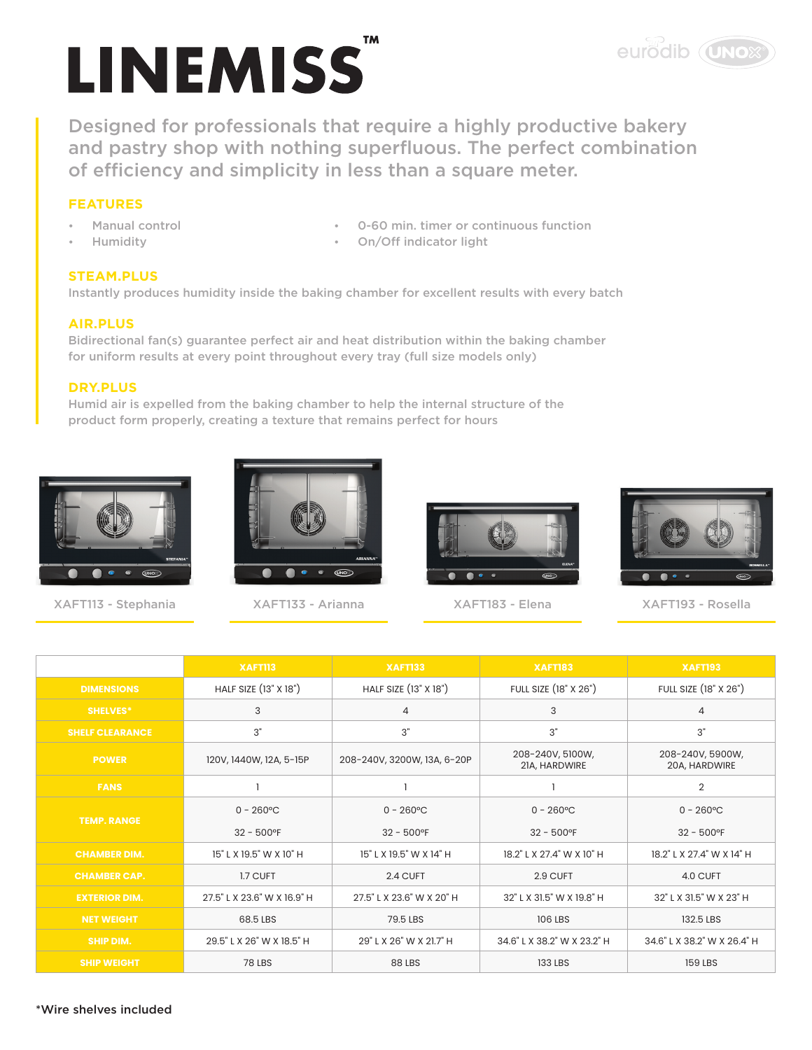# LINEMISS™

eurodib UNOX

Designed for professionals that require a highly productive bakery and pastry shop with nothing superfluous. The perfect combination of efficiency and simplicity in less than a square meter.

## FEATURES

- Manual control
- Humidity
- 0-60 min. timer or continuous function
- On/Off indicator light

## STEAM.PLUS

Instantly produces humidity inside the baking chamber for excellent results with every batch

## AIR.PLUS

Bidirectional fan(s) guarantee perfect air and heat distribution within the baking chamber for uniform results at every point throughout every tray (full size models only)

## DRY.PLUS

Humid air is expelled from the baking chamber to help the internal structure of the product form properly, creating a texture that remains perfect for hours

XAFT113 - Stephania

XAFT133 - Arianna

XAFT183 - Elena

XAFT193 - Rosella

| | XAFT113 | XAFT133 | XAFT183 | XAFT193 |
|---|---|---|---|---|
| DIMENSIONS | HALF SIZE (13" X 18") | HALF SIZE (13" X 18") | FULL SIZE (18" X 26") | FULL SIZE (18" X 26") |
| SHELVES* | 3 | 4 | 3 | 4 |
| SHELF CLEARANCE | 3" | 3" | 3" | 3" |
| POWER | 120V, 1440W, 12A, 5-15P | 208-240V, 3200W, 13A, 6-20P | 208-240V, 5100W, 21A, HARDWIRE | 208-240V, 5900W, 20A, HARDWIRE |
| FANS | 1 | 1 | 1 | 2 |
| TEMP. RANGE | 0 - 260°C<br>32 - 500°F | 0 - 260°C<br>32 - 500°F | 0 - 260°C<br>32 - 500°F | 0 - 260°C<br>32 - 500°F |
| CHAMBER DIM. | 15" L X 19.5" W X 10" H | 15" L X 19.5" W X 14" H | 18.2" L X 27.4" W X 10" H | 18.2" L X 27.4" W X 14" H |
| CHAMBER CAP. | 1.7 CUFT | 2.4 CUFT | 2.9 CUFT | 4.0 CUFT |
| EXTERIOR DIM. | 27.5" L X 23.6" W X 16.9" H | 27.5" L X 23.6" W X 20" H | 32" L X 31.5" W X 19.8" H | 32" L X 31.5" W X 23" H |
| NET WEIGHT | 68.5 LBS | 79.5 LBS | 106 LBS | 132.5 LBS |
| SHIP DIM. | 29.5" L X 26" W X 18.5" H | 29" L X 26" W X 21.7" H | 34.6" L X 38.2" W X 23.2" H | 34.6" L X 38.2" W X 26.4" H |
| SHIP WEIGHT | 78 LBS | 88 LBS | 133 LBS | 159 LBS |

*Wire shelves included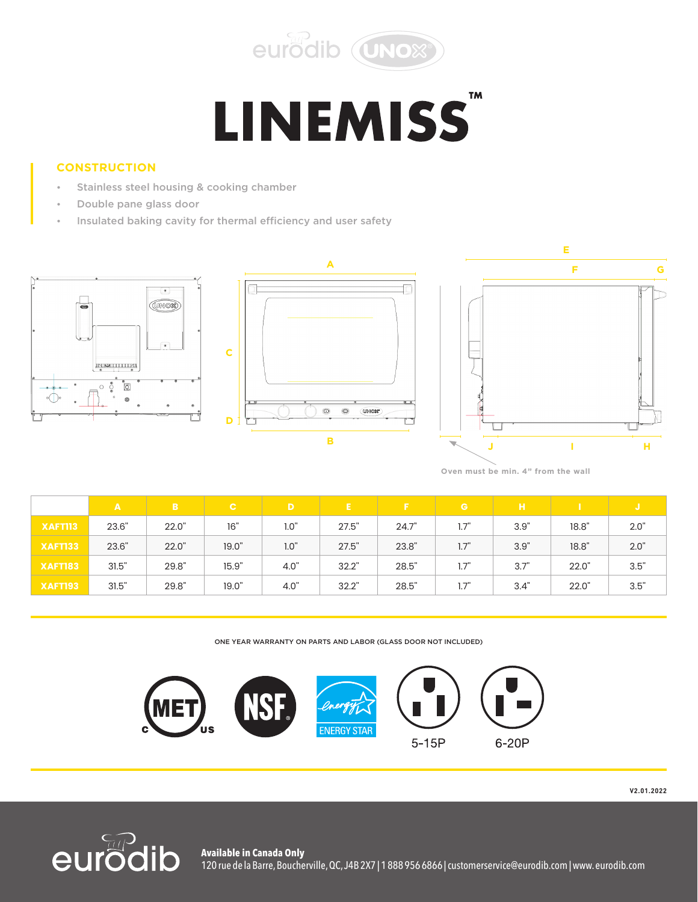eurodib UNOX

# LINEMISS™

## CONSTRUCTION

- Stainless steel housing & cooking chamber
- Double pane glass door
- Insulated baking cavity for thermal efficiency and user safety

A
B
C
D
E
F
G
H
I
J

Oven must be min. 4" from the wall

| | A | B | C | D | E | F | G | H | I | J |
|---|---|---|---|---|---|---|---|---|---|---|
| XAFT113 | 23.6" | 22.0" | 16" | 1.0" | 27.5" | 24.7" | 1.7" | 3.9" | 18.8" | 2.0" |
| XAFT133 | 23.6" | 22.0" | 19.0" | 1.0" | 27.5" | 23.8" | 1.7" | 3.9" | 18.8" | 2.0" |
| XAFT183 | 31.5" | 29.8" | 15.9" | 4.0" | 32.2" | 28.5" | 1.7" | 3.7" | 22.0" | 3.5" |
| XAFT193 | 31.5" | 29.8" | 19.0" | 4.0" | 32.2" | 28.5" | 1.7" | 3.4" | 22.0" | 3.5" |

ONE YEAR WARRANTY ON PARTS AND LABOR (GLASS DOOR NOT INCLUDED)

MET C US NSF ENERGY STAR 5-15P 6-20P

V2.01.2022

eurodib

**Available in Canada Only**
120 rue de la Barre, Boucherville, QC, J4B 2X7 | 1 888 956 6866 | customerservice@eurodib.com | www.eurodib.com